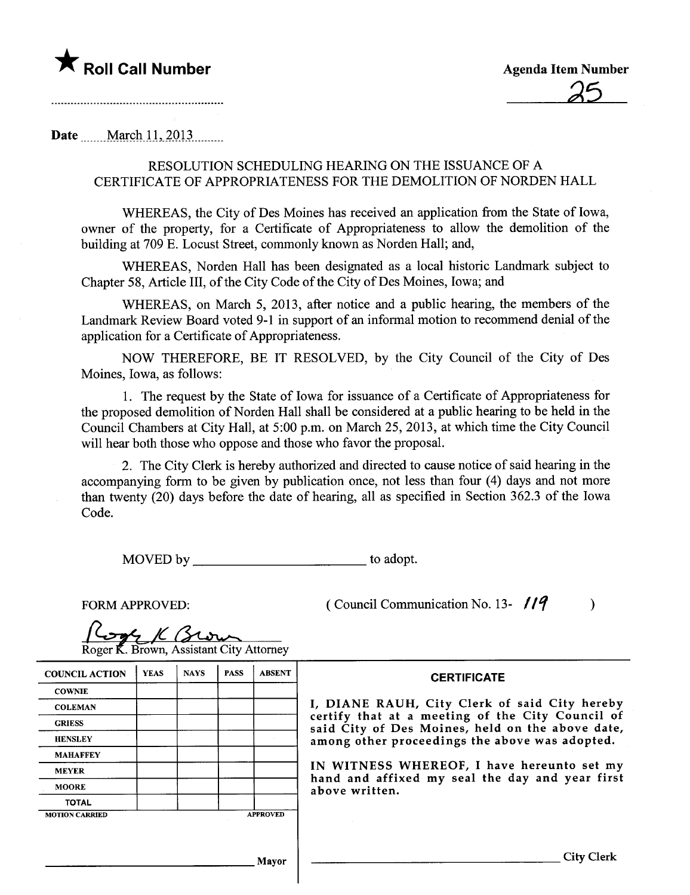★ **Roll Call Number**

..........................................................

**Agenda Item Number**

25

**Date** March 11, 2013

RESOLUTION SCHEDULING HEARING ON THE ISSUANCE OF A CERTIFICATE OF APPROPRIATENESS FOR THE DEMOLITION OF NORDEN HALL

WHEREAS, the City of Des Moines has received an application from the State of Iowa, owner of the property, for a Certificate of Appropriateness to allow the demolition of the building at 709 E. Locust Street, commonly known as Norden Hall; and,

WHEREAS, Norden Hall has been designated as a local historic Landmark subject to Chapter 58, Article III, of the City Code of the City of Des Moines, Iowa; and

WHEREAS, on March 5, 2013, after notice and a public hearing, the members of the Landmark Review Board voted 9-1 in support of an informal motion to recommend denial of the application for a Certificate of Appropriateness.

NOW THEREFORE, BE IT RESOLVED, by the City Council of the City of Des Moines, Iowa, as follows:

1. The request by the State of Iowa for issuance of a Certificate of Appropriateness for the proposed demolition of Norden Hall shall be considered at a public hearing to be held in the Council Chambers at City Hall, at 5:00 p.m. on March 25, 2013, at which time the City Council will hear both those who oppose and those who favor the proposal.

2. The City Clerk is hereby authorized and directed to cause notice of said hearing in the accompanying form to be given by publication once, not less than four (4) days and not more than twenty (20) days before the date of hearing, all as specified in Section 362.3 of the Iowa Code.

MOVED by ________________________ to adopt.

FORM APPROVED:

( Council Communication No. 13- 119 )

Roger K. Brown, Assistant City Attorney

| COUNCIL ACTION | YEAS | NAYS | PASS | ABSENT |
|---|---|---|---|---|
| COWNIE | | | | |
| COLEMAN | | | | |
| GRIESS | | | | |
| HENSLEY | | | | |
| MAHAFFEY | | | | |
| MEYER | | | | |
| MOORE | | | | |
| TOTAL | | | | |
| MOTION CARRIED | | | | APPROVED |

________________________ Mayor

**CERTIFICATE**

I, DIANE RAUH, City Clerk of said City hereby certify that at a meeting of the City Council of said City of Des Moines, held on the above date, among other proceedings the above was adopted.

IN WITNESS WHEREOF, I have hereunto set my hand and affixed my seal the day and year first above written.

________________________ City Clerk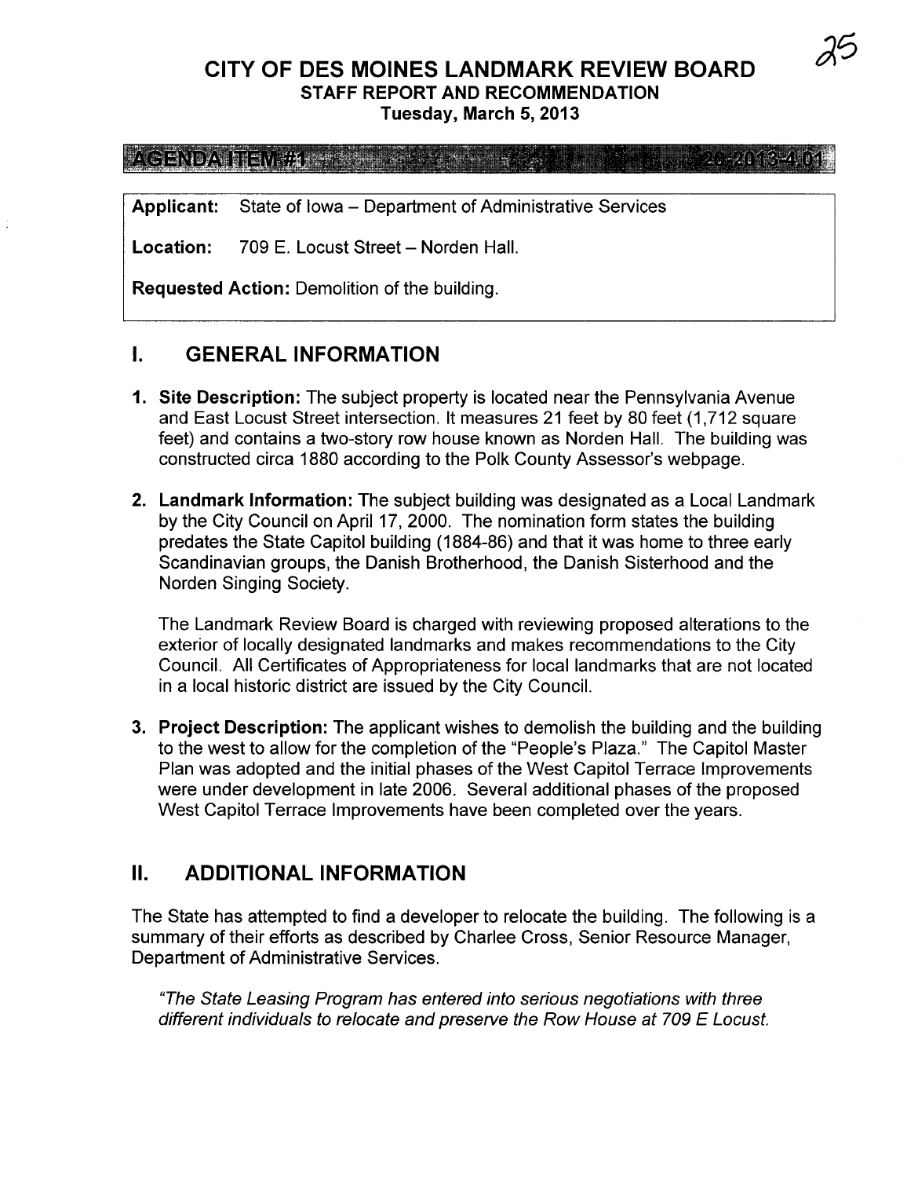# CITY OF DES MOINES LANDMARK REVIEW BOARD

## STAFF REPORT AND RECOMMENDATION

**Tuesday, March 5, 2013**

**AGENDA ITEM #1** 20-2013-4.01

**Applicant:** State of Iowa – Department of Administrative Services

**Location:** 709 E. Locust Street – Norden Hall.

**Requested Action:** Demolition of the building.

## I. GENERAL INFORMATION

1. **Site Description:** The subject property is located near the Pennsylvania Avenue and East Locust Street intersection. It measures 21 feet by 80 feet (1,712 square feet) and contains a two-story row house known as Norden Hall. The building was constructed circa 1880 according to the Polk County Assessor's webpage.

2. **Landmark Information:** The subject building was designated as a Local Landmark by the City Council on April 17, 2000. The nomination form states the building predates the State Capitol building (1884-86) and that it was home to three early Scandinavian groups, the Danish Brotherhood, the Danish Sisterhood and the Norden Singing Society.

   The Landmark Review Board is charged with reviewing proposed alterations to the exterior of locally designated landmarks and makes recommendations to the City Council. All Certificates of Appropriateness for local landmarks that are not located in a local historic district are issued by the City Council.

3. **Project Description:** The applicant wishes to demolish the building and the building to the west to allow for the completion of the "People's Plaza." The Capitol Master Plan was adopted and the initial phases of the West Capitol Terrace Improvements were under development in late 2006. Several additional phases of the proposed West Capitol Terrace Improvements have been completed over the years.

## II. ADDITIONAL INFORMATION

The State has attempted to find a developer to relocate the building. The following is a summary of their efforts as described by Charlee Cross, Senior Resource Manager, Department of Administrative Services.

*"The State Leasing Program has entered into serious negotiations with three different individuals to relocate and preserve the Row House at 709 E Locust.*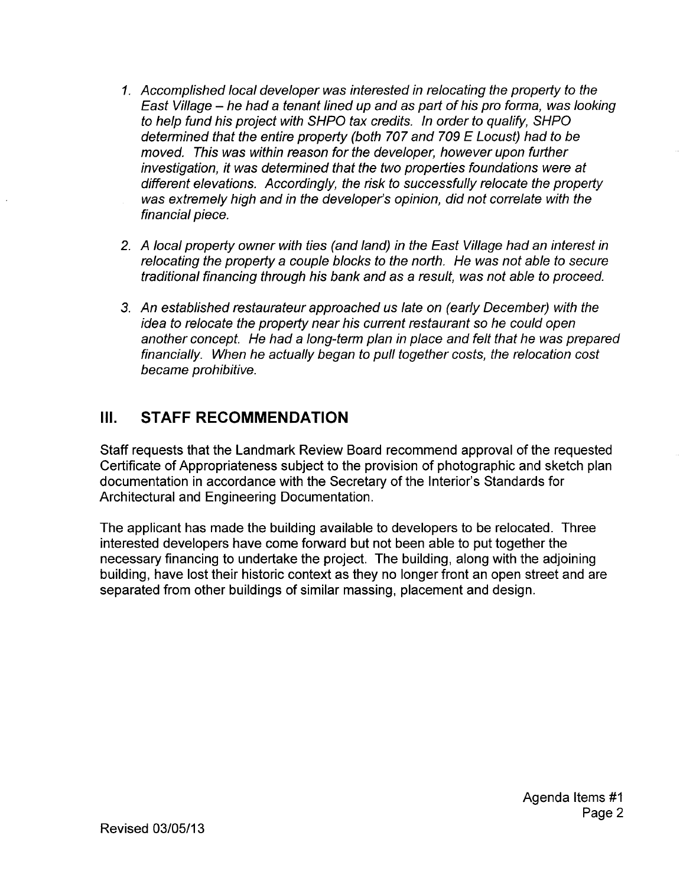1. *Accomplished local developer was interested in relocating the property to the East Village – he had a tenant lined up and as part of his pro forma, was looking to help fund his project with SHPO tax credits. In order to qualify, SHPO determined that the entire property (both 707 and 709 E Locust) had to be moved. This was within reason for the developer, however upon further investigation, it was determined that the two properties foundations were at different elevations. Accordingly, the risk to successfully relocate the property was extremely high and in the developer's opinion, did not correlate with the financial piece.*

2. *A local property owner with ties (and land) in the East Village had an interest in relocating the property a couple blocks to the north. He was not able to secure traditional financing through his bank and as a result, was not able to proceed.*

3. *An established restaurateur approached us late on (early December) with the idea to relocate the property near his current restaurant so he could open another concept. He had a long-term plan in place and felt that he was prepared financially. When he actually began to pull together costs, the relocation cost became prohibitive.*

## III. STAFF RECOMMENDATION

Staff requests that the Landmark Review Board recommend approval of the requested Certificate of Appropriateness subject to the provision of photographic and sketch plan documentation in accordance with the Secretary of the Interior's Standards for Architectural and Engineering Documentation.

The applicant has made the building available to developers to be relocated. Three interested developers have come forward but not been able to put together the necessary financing to undertake the project. The building, along with the adjoining building, have lost their historic context as they no longer front an open street and are separated from other buildings of similar massing, placement and design.